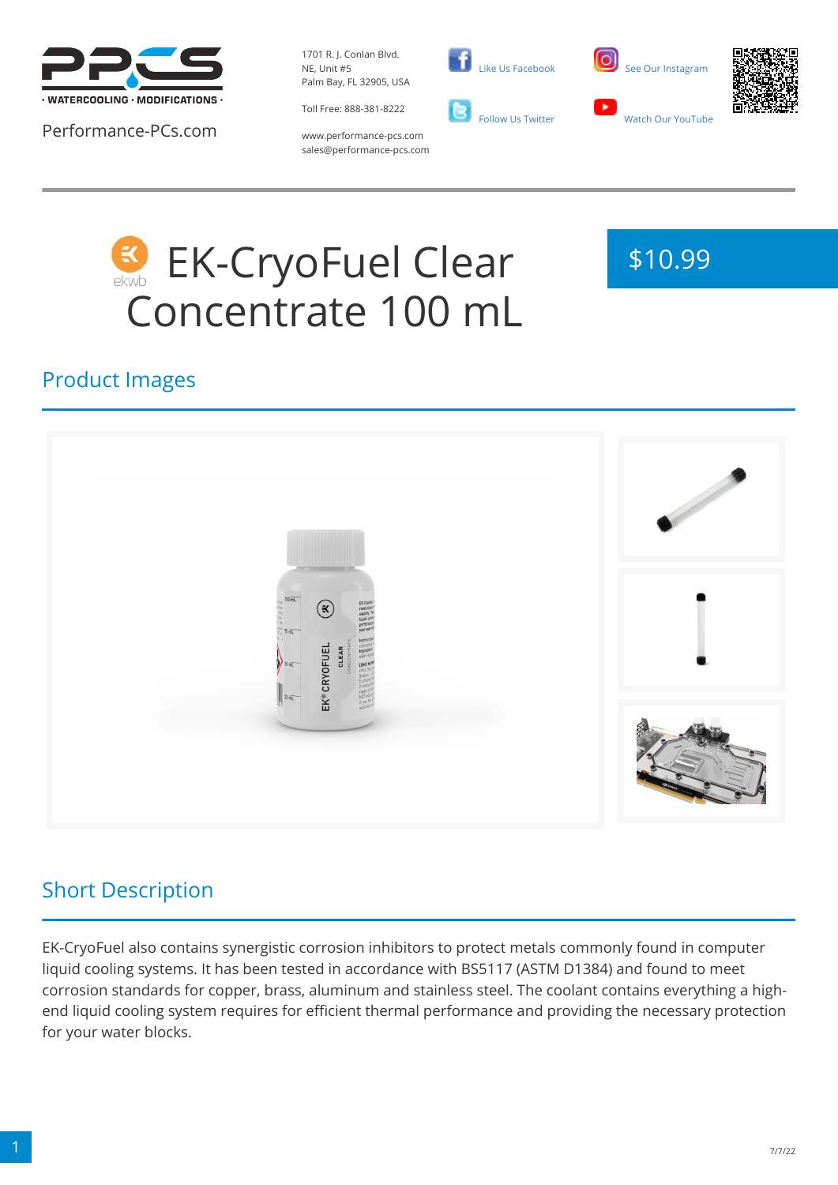· WATERCOOLING · MODIFICATIONS ·

Performance-PCs.com

1701 R. J. Conlan Blvd.
NE, Unit #5
Palm Bay, FL 32905, USA

Toll Free: 888-381-8222

www.performance-pcs.com
sales@performance-pcs.com

Like Us Facebook

Follow Us Twitter

See Our Instagram

Watch Our YouTube

# EK-CryoFuel Clear Concentrate 100 mL

$10.99

## Product Images

## Short Description

EK-CryoFuel also contains synergistic corrosion inhibitors to protect metals commonly found in computer liquid cooling systems. It has been tested in accordance with BS5117 (ASTM D1384) and found to meet corrosion standards for copper, brass, aluminum and stainless steel. The coolant contains everything a high-end liquid cooling system requires for efficient thermal performance and providing the necessary protection for your water blocks.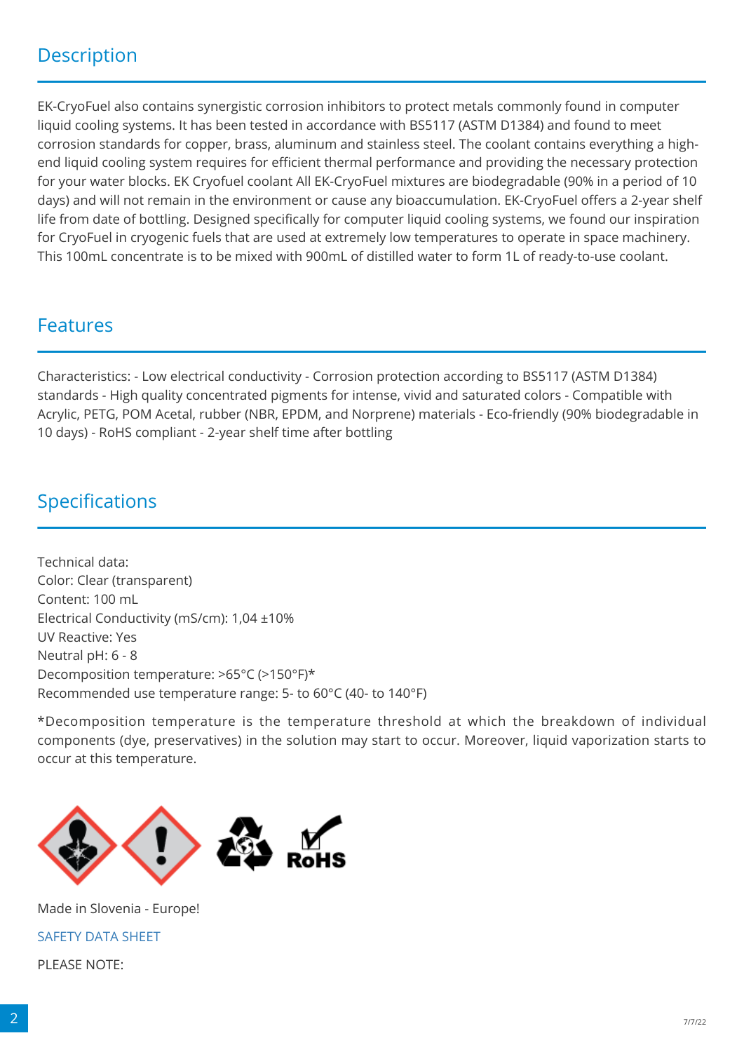## Description

EK-CryoFuel also contains synergistic corrosion inhibitors to protect metals commonly found in computer liquid cooling systems. It has been tested in accordance with BS5117 (ASTM D1384) and found to meet corrosion standards for copper, brass, aluminum and stainless steel. The coolant contains everything a high-end liquid cooling system requires for efficient thermal performance and providing the necessary protection for your water blocks. EK Cryofuel coolant All EK-CryoFuel mixtures are biodegradable (90% in a period of 10 days) and will not remain in the environment or cause any bioaccumulation. EK-CryoFuel offers a 2-year shelf life from date of bottling. Designed specifically for computer liquid cooling systems, we found our inspiration for CryoFuel in cryogenic fuels that are used at extremely low temperatures to operate in space machinery. This 100mL concentrate is to be mixed with 900mL of distilled water to form 1L of ready-to-use coolant.

## Features

Characteristics: - Low electrical conductivity - Corrosion protection according to BS5117 (ASTM D1384) standards - High quality concentrated pigments for intense, vivid and saturated colors - Compatible with Acrylic, PETG, POM Acetal, rubber (NBR, EPDM, and Norprene) materials - Eco-friendly (90% biodegradable in 10 days) - RoHS compliant - 2-year shelf time after bottling

## Specifications

Technical data:
Color: Clear (transparent)
Content: 100 mL
Electrical Conductivity (mS/cm): 1,04 ±10%
UV Reactive: Yes
Neutral pH: 6 - 8
Decomposition temperature: >65°C (>150°F)*
Recommended use temperature range: 5- to 60°C (40- to 140°F)

*Decomposition temperature is the temperature threshold at which the breakdown of individual components (dye, preservatives) in the solution may start to occur. Moreover, liquid vaporization starts to occur at this temperature.

RoHS

Made in Slovenia - Europe!

SAFETY DATA SHEET

PLEASE NOTE: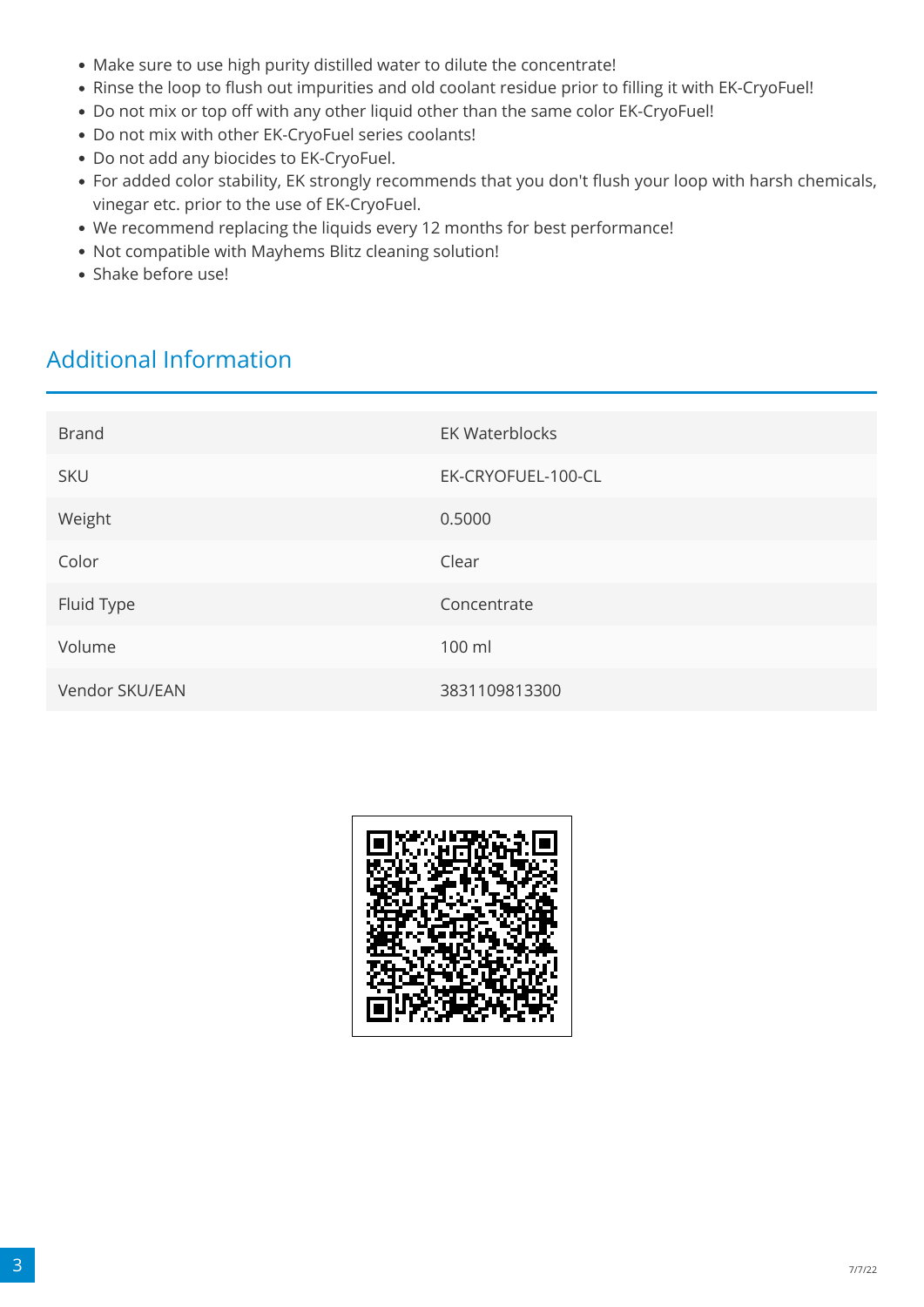- Make sure to use high purity distilled water to dilute the concentrate!
- Rinse the loop to flush out impurities and old coolant residue prior to filling it with EK-CryoFuel!
- Do not mix or top off with any other liquid other than the same color EK-CryoFuel!
- Do not mix with other EK-CryoFuel series coolants!
- Do not add any biocides to EK-CryoFuel.
- For added color stability, EK strongly recommends that you don't flush your loop with harsh chemicals, vinegar etc. prior to the use of EK-CryoFuel.
- We recommend replacing the liquids every 12 months for best performance!
- Not compatible with Mayhems Blitz cleaning solution!
- Shake before use!

## Additional Information

| | |
|---|---|
| Brand | EK Waterblocks |
| SKU | EK-CRYOFUEL-100-CL |
| Weight | 0.5000 |
| Color | Clear |
| Fluid Type | Concentrate |
| Volume | 100 ml |
| Vendor SKU/EAN | 3831109813300 |